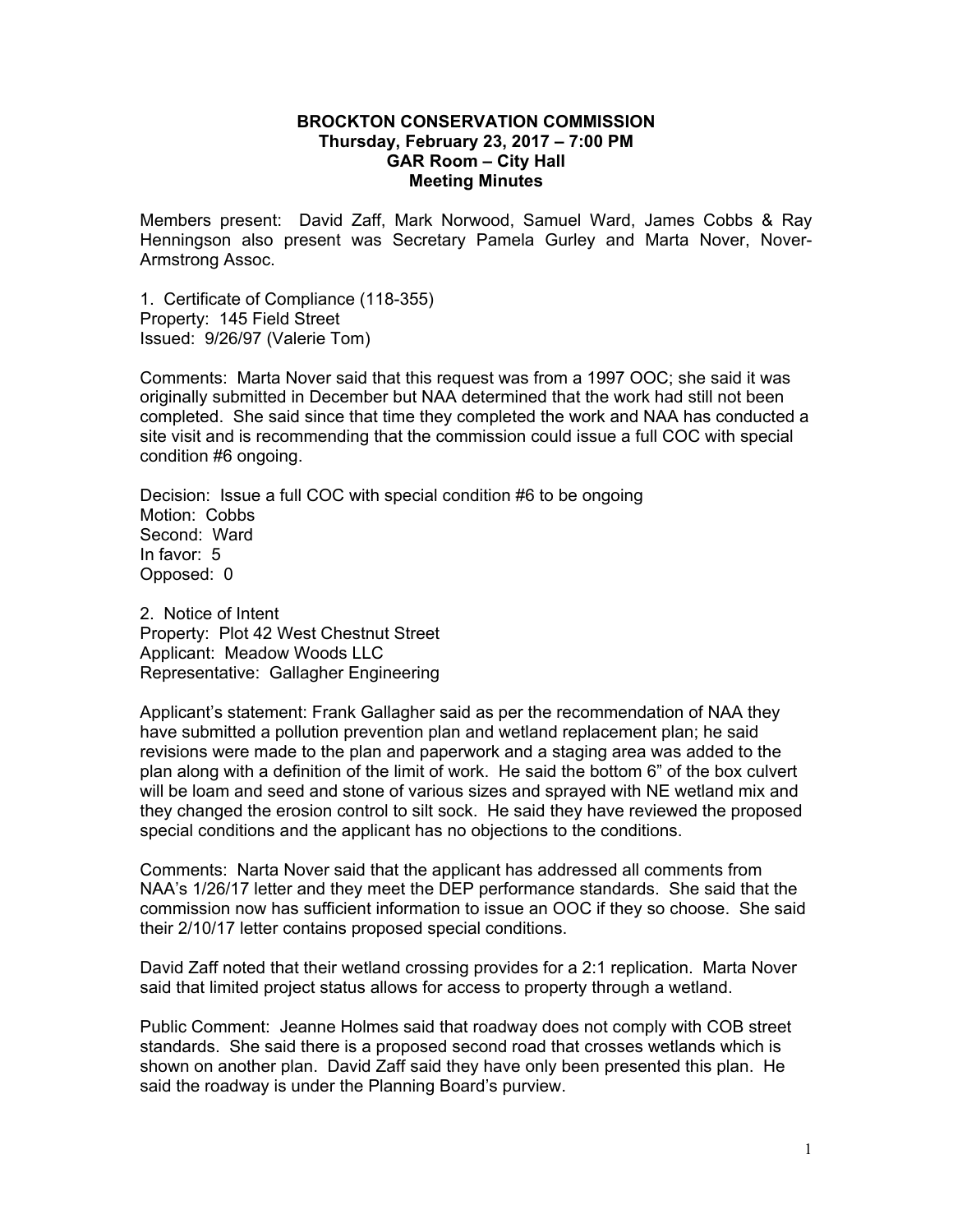**BROCKTON CONSERVATION COMMISSION**
**Thursday, February 23, 2017 – 7:00 PM**
**GAR Room – City Hall**
**Meeting Minutes**

Members present: David Zaff, Mark Norwood, Samuel Ward, James Cobbs & Ray Henningson also present was Secretary Pamela Gurley and Marta Nover, Nover-Armstrong Assoc.

1. Certificate of Compliance (118-355)
Property: 145 Field Street
Issued: 9/26/97 (Valerie Tom)

Comments: Marta Nover said that this request was from a 1997 OOC; she said it was originally submitted in December but NAA determined that the work had still not been completed. She said since that time they completed the work and NAA has conducted a site visit and is recommending that the commission could issue a full COC with special condition #6 ongoing.

Decision: Issue a full COC with special condition #6 to be ongoing
Motion: Cobbs
Second: Ward
In favor: 5
Opposed: 0

2. Notice of Intent
Property: Plot 42 West Chestnut Street
Applicant: Meadow Woods LLC
Representative: Gallagher Engineering

Applicant's statement: Frank Gallagher said as per the recommendation of NAA they have submitted a pollution prevention plan and wetland replacement plan; he said revisions were made to the plan and paperwork and a staging area was added to the plan along with a definition of the limit of work. He said the bottom 6" of the box culvert will be loam and seed and stone of various sizes and sprayed with NE wetland mix and they changed the erosion control to silt sock. He said they have reviewed the proposed special conditions and the applicant has no objections to the conditions.

Comments: Narta Nover said that the applicant has addressed all comments from NAA's 1/26/17 letter and they meet the DEP performance standards. She said that the commission now has sufficient information to issue an OOC if they so choose. She said their 2/10/17 letter contains proposed special conditions.

David Zaff noted that their wetland crossing provides for a 2:1 replication. Marta Nover said that limited project status allows for access to property through a wetland.

Public Comment: Jeanne Holmes said that roadway does not comply with COB street standards. She said there is a proposed second road that crosses wetlands which is shown on another plan. David Zaff said they have only been presented this plan. He said the roadway is under the Planning Board's purview.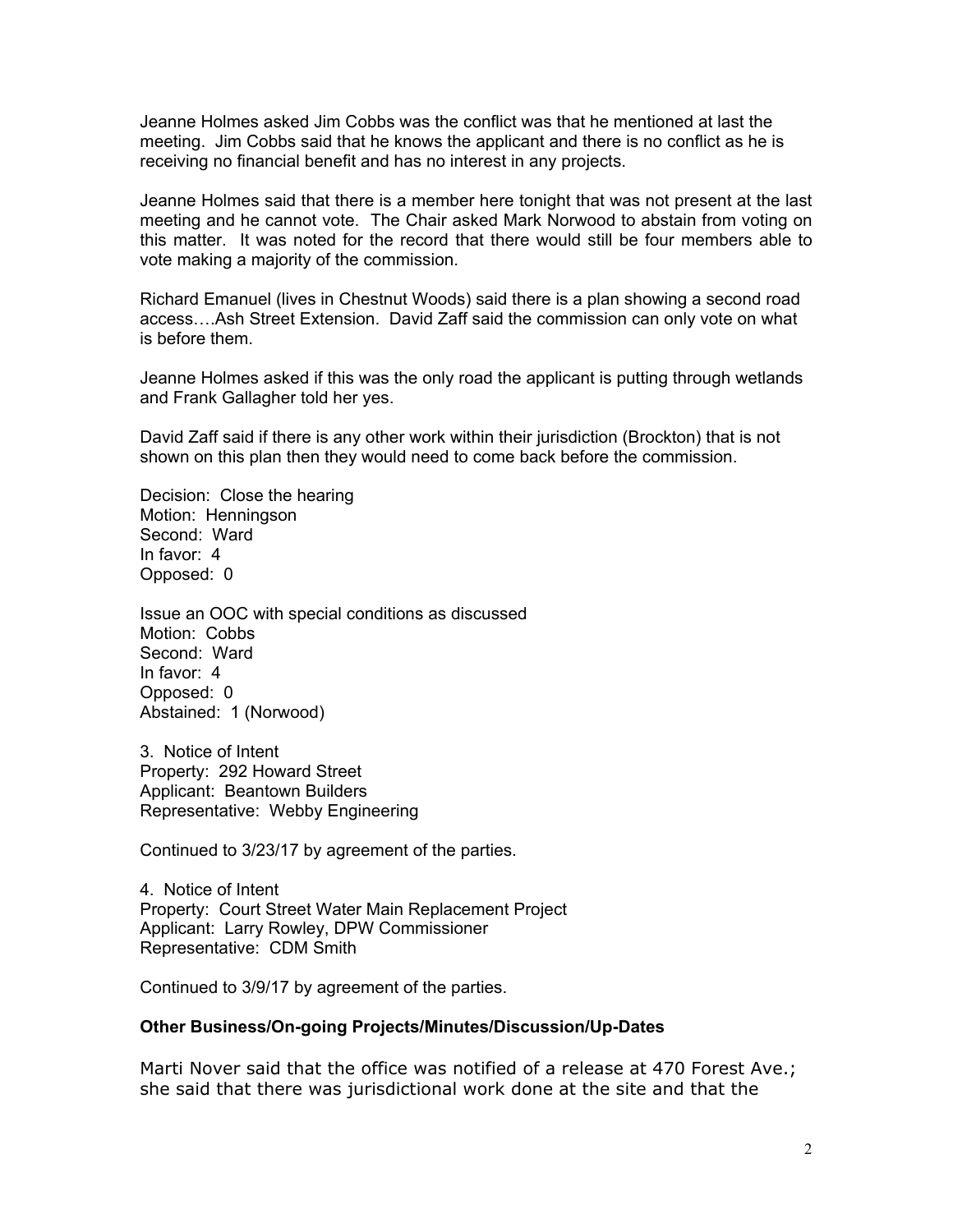Jeanne Holmes asked Jim Cobbs was the conflict was that he mentioned at last the meeting. Jim Cobbs said that he knows the applicant and there is no conflict as he is receiving no financial benefit and has no interest in any projects.

Jeanne Holmes said that there is a member here tonight that was not present at the last meeting and he cannot vote. The Chair asked Mark Norwood to abstain from voting on this matter. It was noted for the record that there would still be four members able to vote making a majority of the commission.

Richard Emanuel (lives in Chestnut Woods) said there is a plan showing a second road access….Ash Street Extension. David Zaff said the commission can only vote on what is before them.

Jeanne Holmes asked if this was the only road the applicant is putting through wetlands and Frank Gallagher told her yes.

David Zaff said if there is any other work within their jurisdiction (Brockton) that is not shown on this plan then they would need to come back before the commission.

Decision: Close the hearing
Motion: Henningson
Second: Ward
In favor: 4
Opposed: 0

Issue an OOC with special conditions as discussed
Motion: Cobbs
Second: Ward
In favor: 4
Opposed: 0
Abstained: 1 (Norwood)

3. Notice of Intent
Property: 292 Howard Street
Applicant: Beantown Builders
Representative: Webby Engineering

Continued to 3/23/17 by agreement of the parties.

4. Notice of Intent
Property: Court Street Water Main Replacement Project
Applicant: Larry Rowley, DPW Commissioner
Representative: CDM Smith

Continued to 3/9/17 by agreement of the parties.

**Other Business/On-going Projects/Minutes/Discussion/Up-Dates**

Marti Nover said that the office was notified of a release at 470 Forest Ave.; she said that there was jurisdictional work done at the site and that the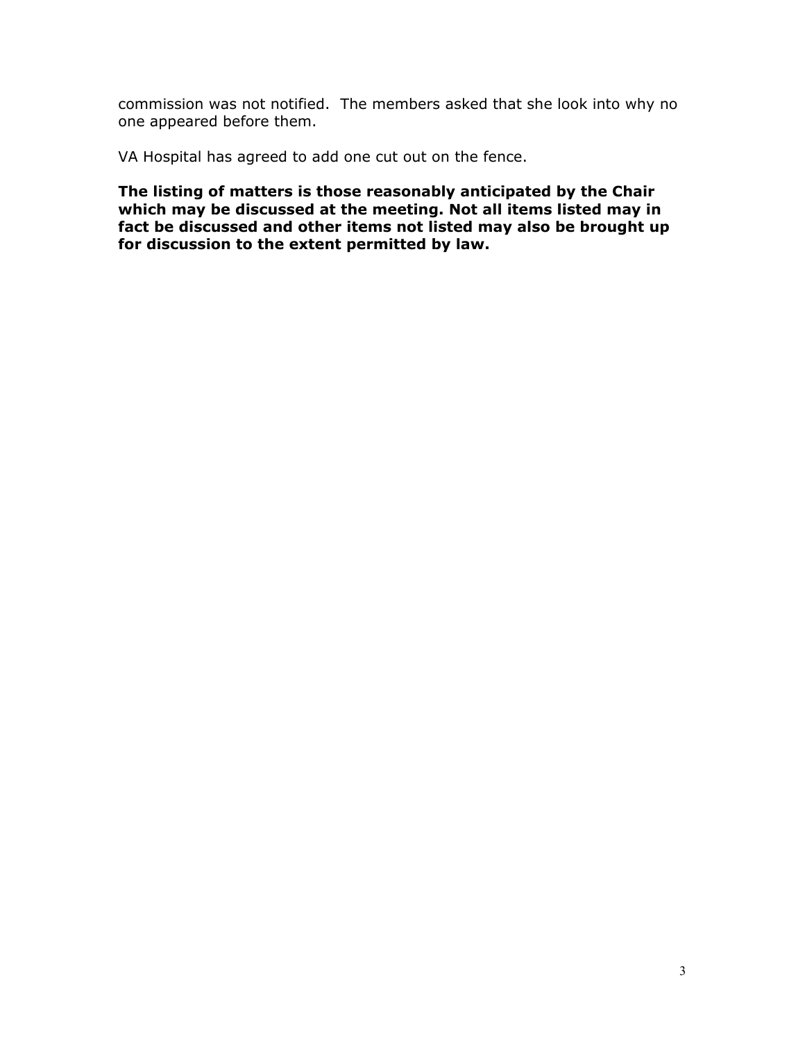commission was not notified. The members asked that she look into why no one appeared before them.

VA Hospital has agreed to add one cut out on the fence.

**The listing of matters is those reasonably anticipated by the Chair which may be discussed at the meeting. Not all items listed may in fact be discussed and other items not listed may also be brought up for discussion to the extent permitted by law.**